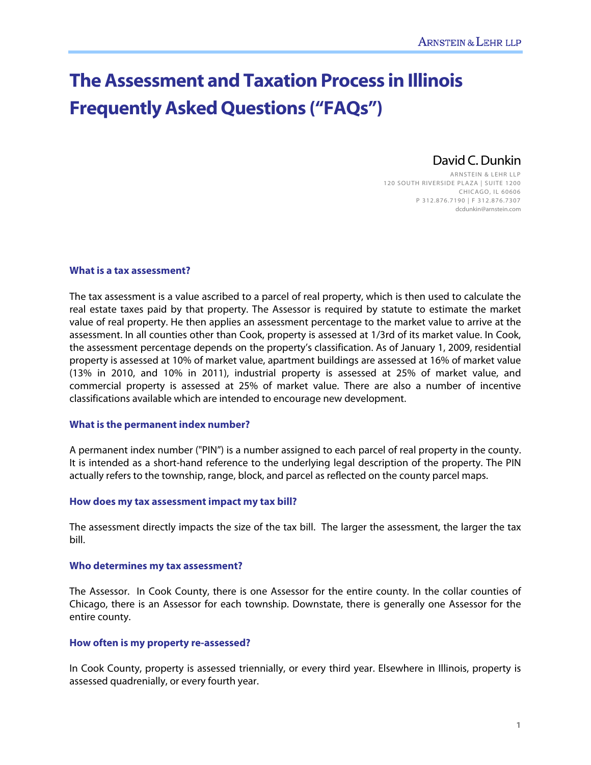# The Assessment and Taxation Process in Illinois Frequently Asked Questions ("FAQs")

David C. Dunkin

ARNSTEIN & LEHR LLP
120 SOUTH RIVERSIDE PLAZA | SUITE 1200
CHICAGO, IL 60606
P 312.876.7190 | F 312.876.7307
dcdunkin@arnstein.com

### What is a tax assessment?

The tax assessment is a value ascribed to a parcel of real property, which is then used to calculate the real estate taxes paid by that property. The Assessor is required by statute to estimate the market value of real property. He then applies an assessment percentage to the market value to arrive at the assessment. In all counties other than Cook, property is assessed at 1/3rd of its market value. In Cook, the assessment percentage depends on the property's classification. As of January 1, 2009, residential property is assessed at 10% of market value, apartment buildings are assessed at 16% of market value (13% in 2010, and 10% in 2011), industrial property is assessed at 25% of market value, and commercial property is assessed at 25% of market value. There are also a number of incentive classifications available which are intended to encourage new development.

### What is the permanent index number?

A permanent index number ("PIN") is a number assigned to each parcel of real property in the county. It is intended as a short-hand reference to the underlying legal description of the property. The PIN actually refers to the township, range, block, and parcel as reflected on the county parcel maps.

### How does my tax assessment impact my tax bill?

The assessment directly impacts the size of the tax bill. The larger the assessment, the larger the tax bill.

### Who determines my tax assessment?

The Assessor. In Cook County, there is one Assessor for the entire county. In the collar counties of Chicago, there is an Assessor for each township. Downstate, there is generally one Assessor for the entire county.

### How often is my property re-assessed?

In Cook County, property is assessed triennially, or every third year. Elsewhere in Illinois, property is assessed quadrenially, or every fourth year.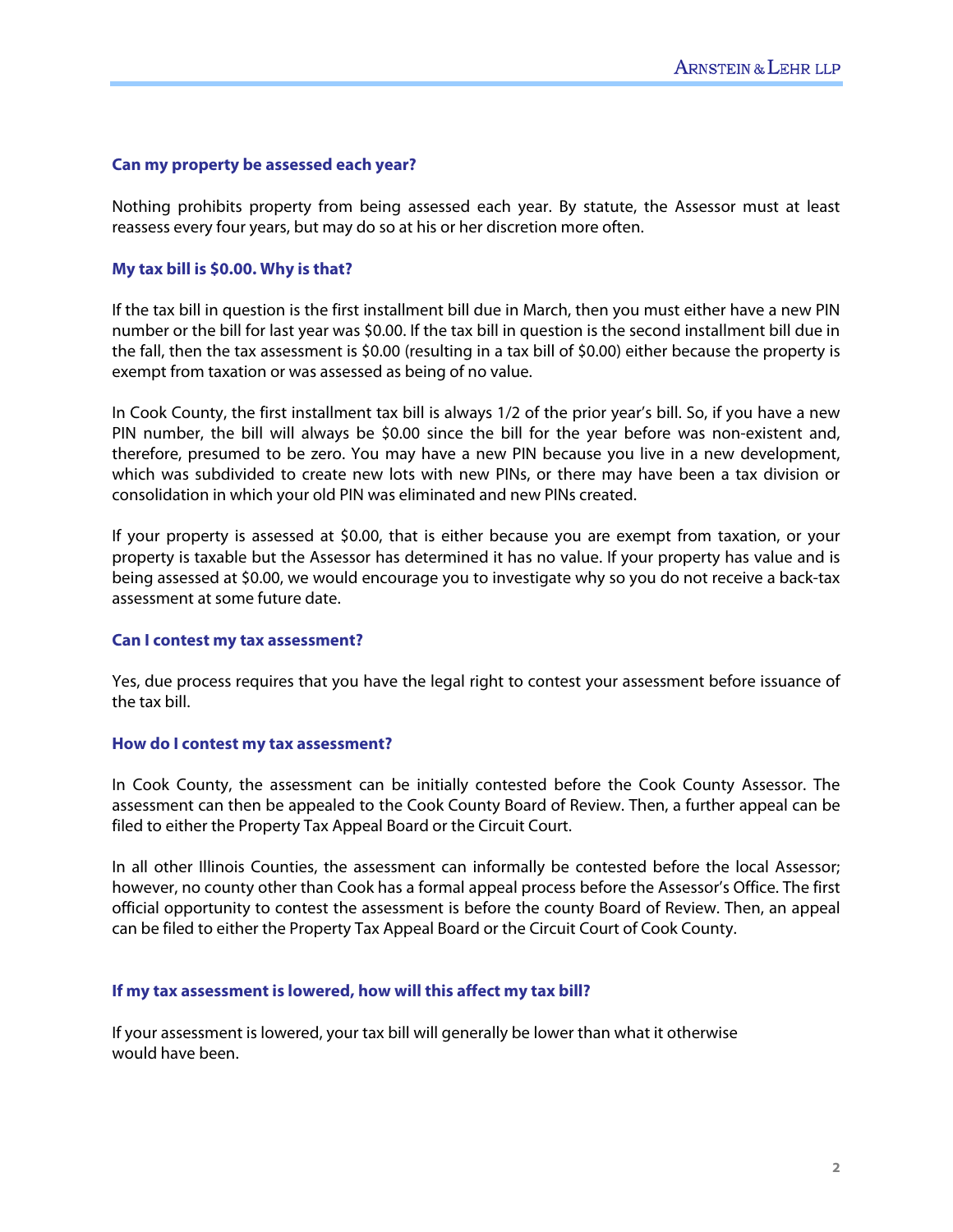### Can my property be assessed each year?

Nothing prohibits property from being assessed each year. By statute, the Assessor must at least reassess every four years, but may do so at his or her discretion more often.

### My tax bill is $0.00. Why is that?

If the tax bill in question is the first installment bill due in March, then you must either have a new PIN number or the bill for last year was $0.00. If the tax bill in question is the second installment bill due in the fall, then the tax assessment is $0.00 (resulting in a tax bill of $0.00) either because the property is exempt from taxation or was assessed as being of no value.

In Cook County, the first installment tax bill is always 1/2 of the prior year's bill. So, if you have a new PIN number, the bill will always be $0.00 since the bill for the year before was non-existent and, therefore, presumed to be zero. You may have a new PIN because you live in a new development, which was subdivided to create new lots with new PINs, or there may have been a tax division or consolidation in which your old PIN was eliminated and new PINs created.

If your property is assessed at $0.00, that is either because you are exempt from taxation, or your property is taxable but the Assessor has determined it has no value. If your property has value and is being assessed at $0.00, we would encourage you to investigate why so you do not receive a back-tax assessment at some future date.

### Can I contest my tax assessment?

Yes, due process requires that you have the legal right to contest your assessment before issuance of the tax bill.

### How do I contest my tax assessment?

In Cook County, the assessment can be initially contested before the Cook County Assessor. The assessment can then be appealed to the Cook County Board of Review. Then, a further appeal can be filed to either the Property Tax Appeal Board or the Circuit Court.

In all other Illinois Counties, the assessment can informally be contested before the local Assessor; however, no county other than Cook has a formal appeal process before the Assessor's Office. The first official opportunity to contest the assessment is before the county Board of Review. Then, an appeal can be filed to either the Property Tax Appeal Board or the Circuit Court of Cook County.

### If my tax assessment is lowered, how will this affect my tax bill?

If your assessment is lowered, your tax bill will generally be lower than what it otherwise would have been.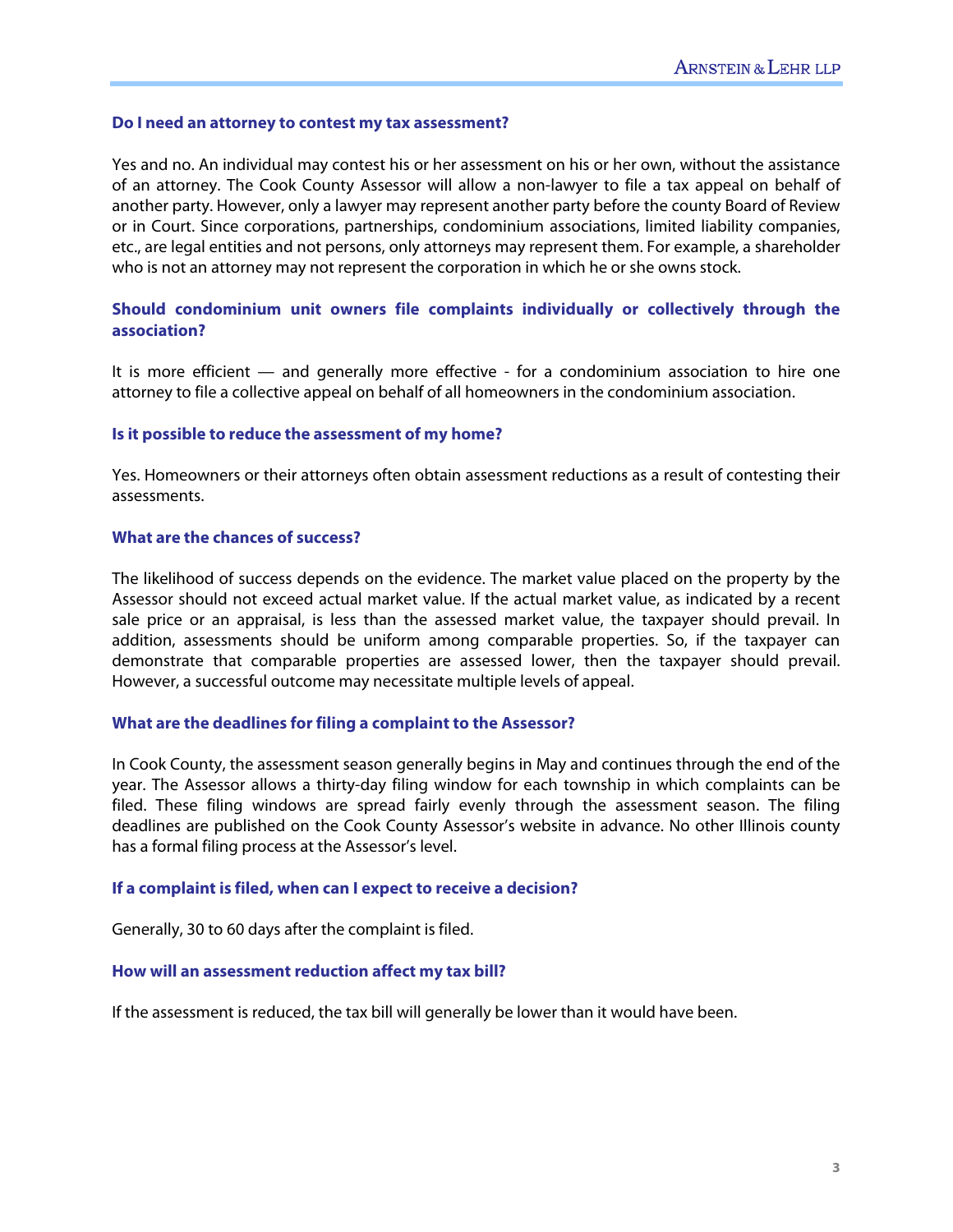### Do I need an attorney to contest my tax assessment?

Yes and no. An individual may contest his or her assessment on his or her own, without the assistance of an attorney. The Cook County Assessor will allow a non-lawyer to file a tax appeal on behalf of another party. However, only a lawyer may represent another party before the county Board of Review or in Court. Since corporations, partnerships, condominium associations, limited liability companies, etc., are legal entities and not persons, only attorneys may represent them. For example, a shareholder who is not an attorney may not represent the corporation in which he or she owns stock.

### Should condominium unit owners file complaints individually or collectively through the association?

It is more efficient — and generally more effective - for a condominium association to hire one attorney to file a collective appeal on behalf of all homeowners in the condominium association.

### Is it possible to reduce the assessment of my home?

Yes. Homeowners or their attorneys often obtain assessment reductions as a result of contesting their assessments.

### What are the chances of success?

The likelihood of success depends on the evidence. The market value placed on the property by the Assessor should not exceed actual market value. If the actual market value, as indicated by a recent sale price or an appraisal, is less than the assessed market value, the taxpayer should prevail. In addition, assessments should be uniform among comparable properties. So, if the taxpayer can demonstrate that comparable properties are assessed lower, then the taxpayer should prevail. However, a successful outcome may necessitate multiple levels of appeal.

### What are the deadlines for filing a complaint to the Assessor?

In Cook County, the assessment season generally begins in May and continues through the end of the year. The Assessor allows a thirty-day filing window for each township in which complaints can be filed. These filing windows are spread fairly evenly through the assessment season. The filing deadlines are published on the Cook County Assessor's website in advance. No other Illinois county has a formal filing process at the Assessor's level.

### If a complaint is filed, when can I expect to receive a decision?

Generally, 30 to 60 days after the complaint is filed.

### How will an assessment reduction affect my tax bill?

If the assessment is reduced, the tax bill will generally be lower than it would have been.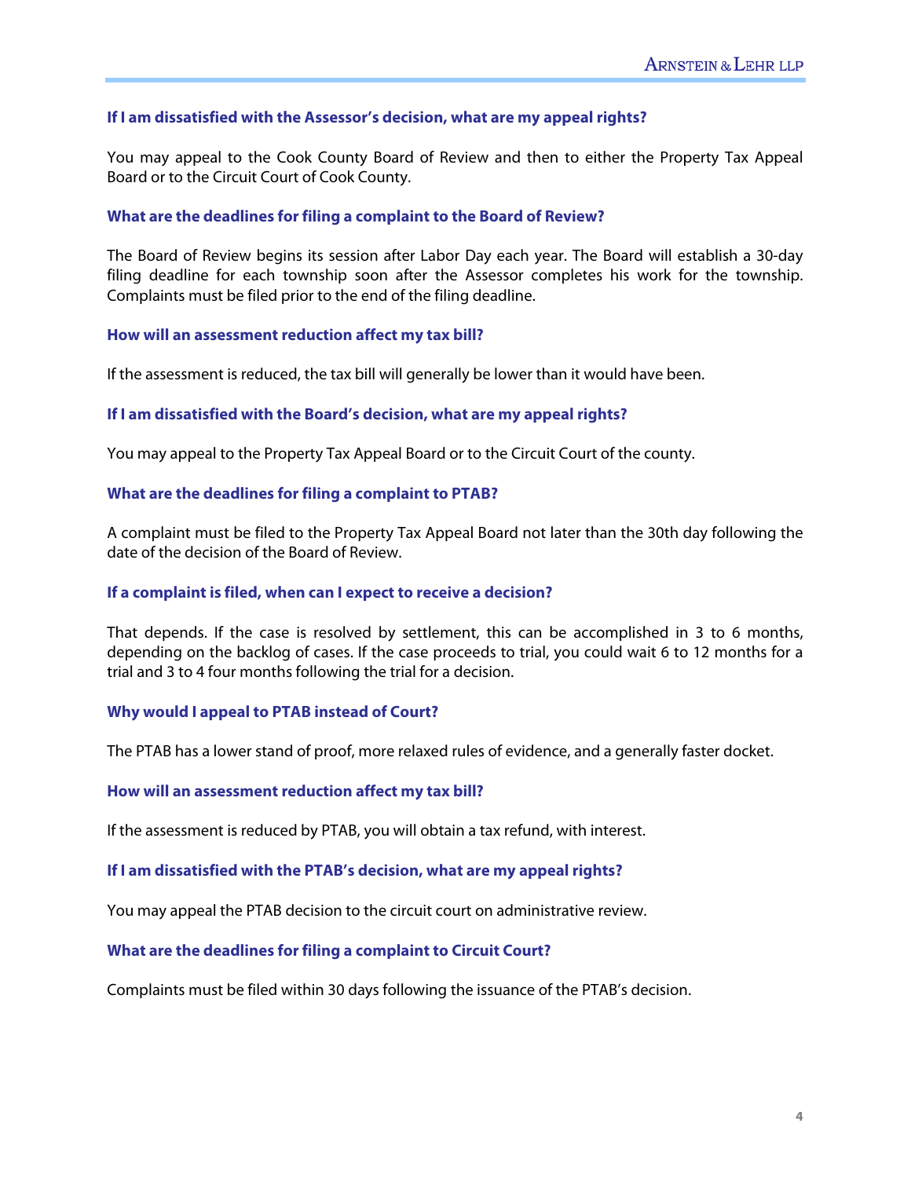### If I am dissatisfied with the Assessor's decision, what are my appeal rights?

You may appeal to the Cook County Board of Review and then to either the Property Tax Appeal Board or to the Circuit Court of Cook County.

### What are the deadlines for filing a complaint to the Board of Review?

The Board of Review begins its session after Labor Day each year. The Board will establish a 30-day filing deadline for each township soon after the Assessor completes his work for the township. Complaints must be filed prior to the end of the filing deadline.

### How will an assessment reduction affect my tax bill?

If the assessment is reduced, the tax bill will generally be lower than it would have been.

### If I am dissatisfied with the Board's decision, what are my appeal rights?

You may appeal to the Property Tax Appeal Board or to the Circuit Court of the county.

### What are the deadlines for filing a complaint to PTAB?

A complaint must be filed to the Property Tax Appeal Board not later than the 30th day following the date of the decision of the Board of Review.

### If a complaint is filed, when can I expect to receive a decision?

That depends. If the case is resolved by settlement, this can be accomplished in 3 to 6 months, depending on the backlog of cases. If the case proceeds to trial, you could wait 6 to 12 months for a trial and 3 to 4 four months following the trial for a decision.

### Why would I appeal to PTAB instead of Court?

The PTAB has a lower stand of proof, more relaxed rules of evidence, and a generally faster docket.

### How will an assessment reduction affect my tax bill?

If the assessment is reduced by PTAB, you will obtain a tax refund, with interest.

### If I am dissatisfied with the PTAB's decision, what are my appeal rights?

You may appeal the PTAB decision to the circuit court on administrative review.

### What are the deadlines for filing a complaint to Circuit Court?

Complaints must be filed within 30 days following the issuance of the PTAB's decision.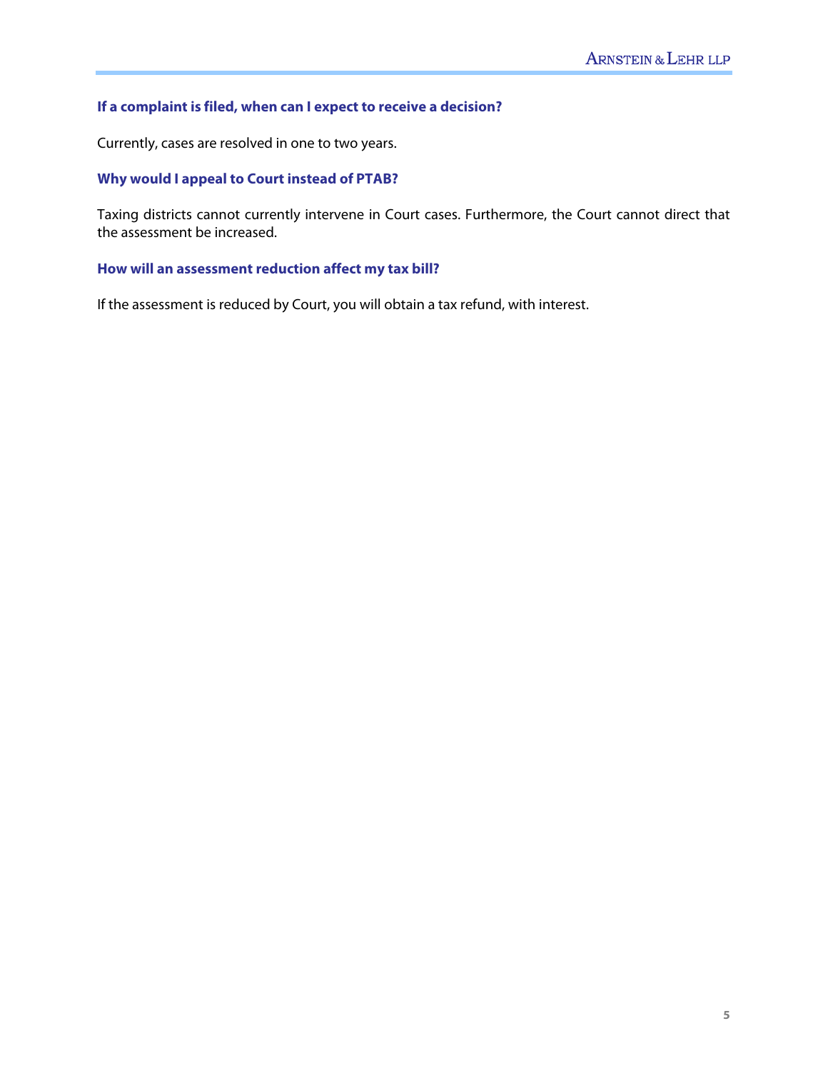### If a complaint is filed, when can I expect to receive a decision?

Currently, cases are resolved in one to two years.

### Why would I appeal to Court instead of PTAB?

Taxing districts cannot currently intervene in Court cases. Furthermore, the Court cannot direct that the assessment be increased.

### How will an assessment reduction affect my tax bill?

If the assessment is reduced by Court, you will obtain a tax refund, with interest.